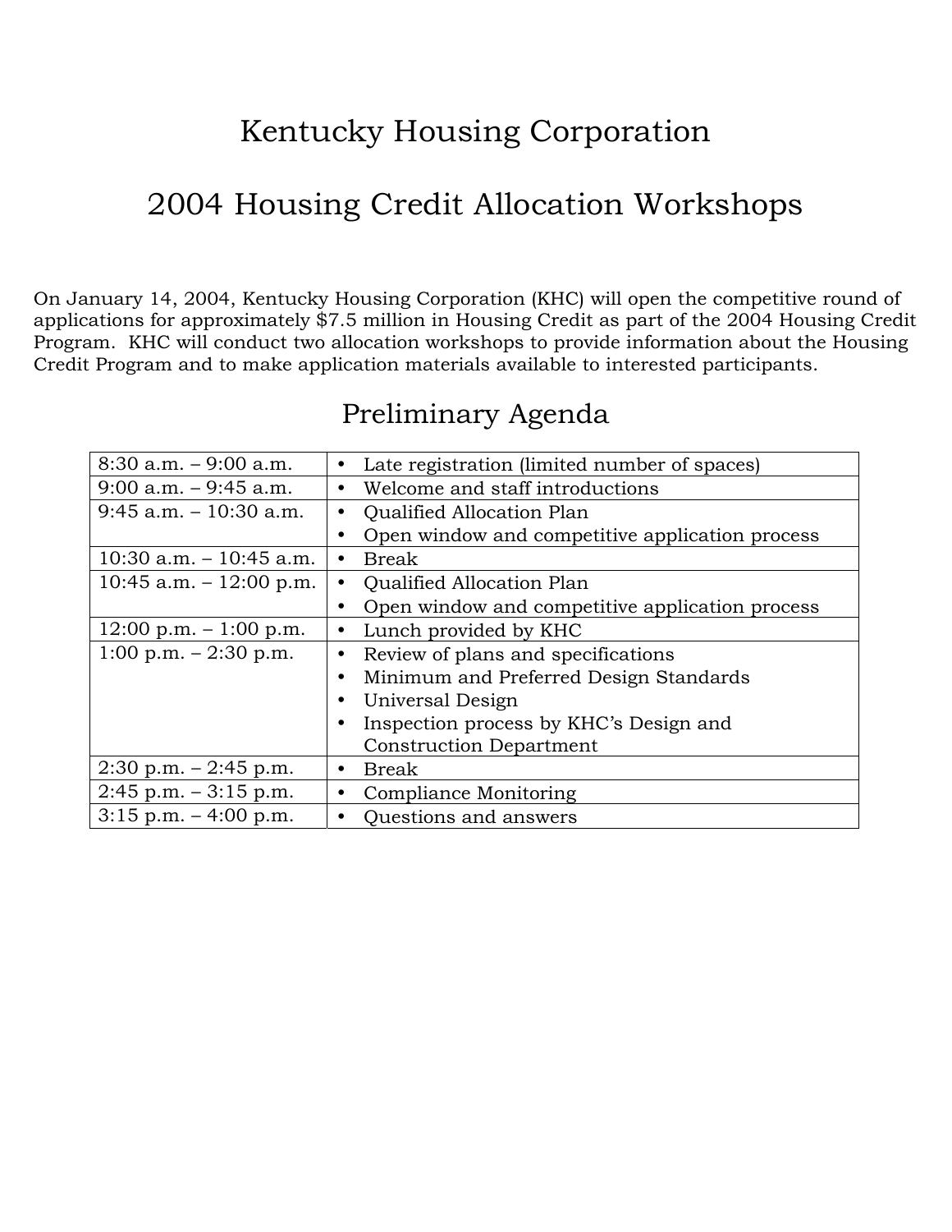# Kentucky Housing Corporation

# 2004 Housing Credit Allocation Workshops

On January 14, 2004, Kentucky Housing Corporation (KHC) will open the competitive round of applications for approximately $7.5 million in Housing Credit as part of the 2004 Housing Credit Program. KHC will conduct two allocation workshops to provide information about the Housing Credit Program and to make application materials available to interested participants.

## Preliminary Agenda

| Time | Session |
|---|---|
| 8:30 a.m. – 9:00 a.m. | • Late registration (limited number of spaces) |
| 9:00 a.m. – 9:45 a.m. | • Welcome and staff introductions |
| 9:45 a.m. – 10:30 a.m. | • Qualified Allocation Plan<br>• Open window and competitive application process |
| 10:30 a.m. – 10:45 a.m. | • Break |
| 10:45 a.m. – 12:00 p.m. | • Qualified Allocation Plan<br>• Open window and competitive application process |
| 12:00 p.m. – 1:00 p.m. | • Lunch provided by KHC |
| 1:00 p.m. – 2:30 p.m. | • Review of plans and specifications<br>• Minimum and Preferred Design Standards<br>• Universal Design<br>• Inspection process by KHC's Design and Construction Department |
| 2:30 p.m. – 2:45 p.m. | • Break |
| 2:45 p.m. – 3:15 p.m. | • Compliance Monitoring |
| 3:15 p.m. – 4:00 p.m. | • Questions and answers |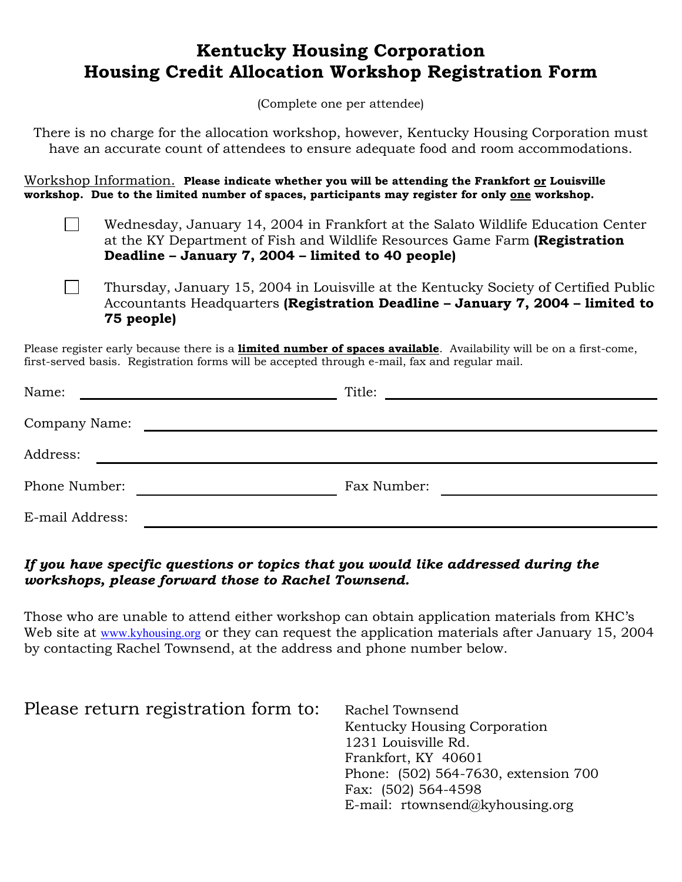# Kentucky Housing Corporation
# Housing Credit Allocation Workshop Registration Form

(Complete one per attendee)

There is no charge for the allocation workshop, however, Kentucky Housing Corporation must have an accurate count of attendees to ensure adequate food and room accommodations.

Workshop Information. **Please indicate whether you will be attending the Frankfort or Louisville workshop. Due to the limited number of spaces, participants may register for only one workshop.**

- ☐ Wednesday, January 14, 2004 in Frankfort at the Salato Wildlife Education Center at the KY Department of Fish and Wildlife Resources Game Farm **(Registration Deadline – January 7, 2004 – limited to 40 people)**

- ☐ Thursday, January 15, 2004 in Louisville at the Kentucky Society of Certified Public Accountants Headquarters **(Registration Deadline – January 7, 2004 – limited to 75 people)**

Please register early because there is a **limited number of spaces available**. Availability will be on a first-come, first-served basis. Registration forms will be accepted through e-mail, fax and regular mail.

Name: ____________________ Title: ____________________

Company Name: ____________________

Address: ____________________

Phone Number: ____________________ Fax Number: ____________________

E-mail Address: ____________________

***If you have specific questions or topics that you would like addressed during the workshops, please forward those to Rachel Townsend.***

Those who are unable to attend either workshop can obtain application materials from KHC's Web site at www.kyhousing.org or they can request the application materials after January 15, 2004 by contacting Rachel Townsend, at the address and phone number below.

Please return registration form to:

Rachel Townsend
Kentucky Housing Corporation
1231 Louisville Rd.
Frankfort, KY 40601
Phone: (502) 564-7630, extension 700
Fax: (502) 564-4598
E-mail: rtownsend@kyhousing.org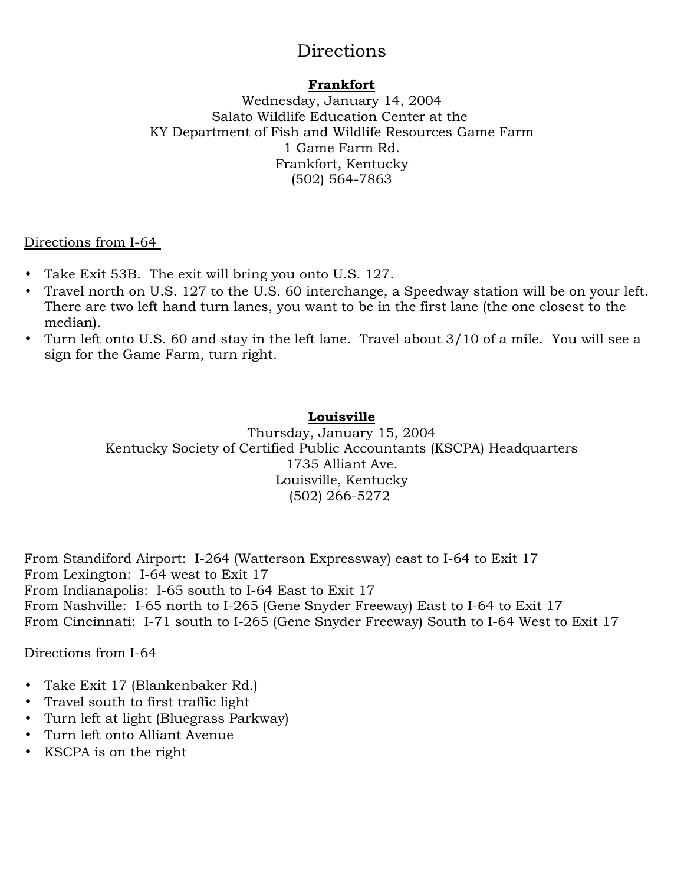# Directions

**Frankfort**

Wednesday, January 14, 2004
Salato Wildlife Education Center at the
KY Department of Fish and Wildlife Resources Game Farm
1 Game Farm Rd.
Frankfort, Kentucky
(502) 564-7863

Directions from I-64

- Take Exit 53B. The exit will bring you onto U.S. 127.
- Travel north on U.S. 127 to the U.S. 60 interchange, a Speedway station will be on your left. There are two left hand turn lanes, you want to be in the first lane (the one closest to the median).
- Turn left onto U.S. 60 and stay in the left lane. Travel about 3/10 of a mile. You will see a sign for the Game Farm, turn right.

**Louisville**

Thursday, January 15, 2004
Kentucky Society of Certified Public Accountants (KSCPA) Headquarters
1735 Alliant Ave.
Louisville, Kentucky
(502) 266-5272

From Standiford Airport: I-264 (Watterson Expressway) east to I-64 to Exit 17
From Lexington: I-64 west to Exit 17
From Indianapolis: I-65 south to I-64 East to Exit 17
From Nashville: I-65 north to I-265 (Gene Snyder Freeway) East to I-64 to Exit 17
From Cincinnati: I-71 south to I-265 (Gene Snyder Freeway) South to I-64 West to Exit 17

Directions from I-64

- Take Exit 17 (Blankenbaker Rd.)
- Travel south to first traffic light
- Turn left at light (Bluegrass Parkway)
- Turn left onto Alliant Avenue
- KSCPA is on the right